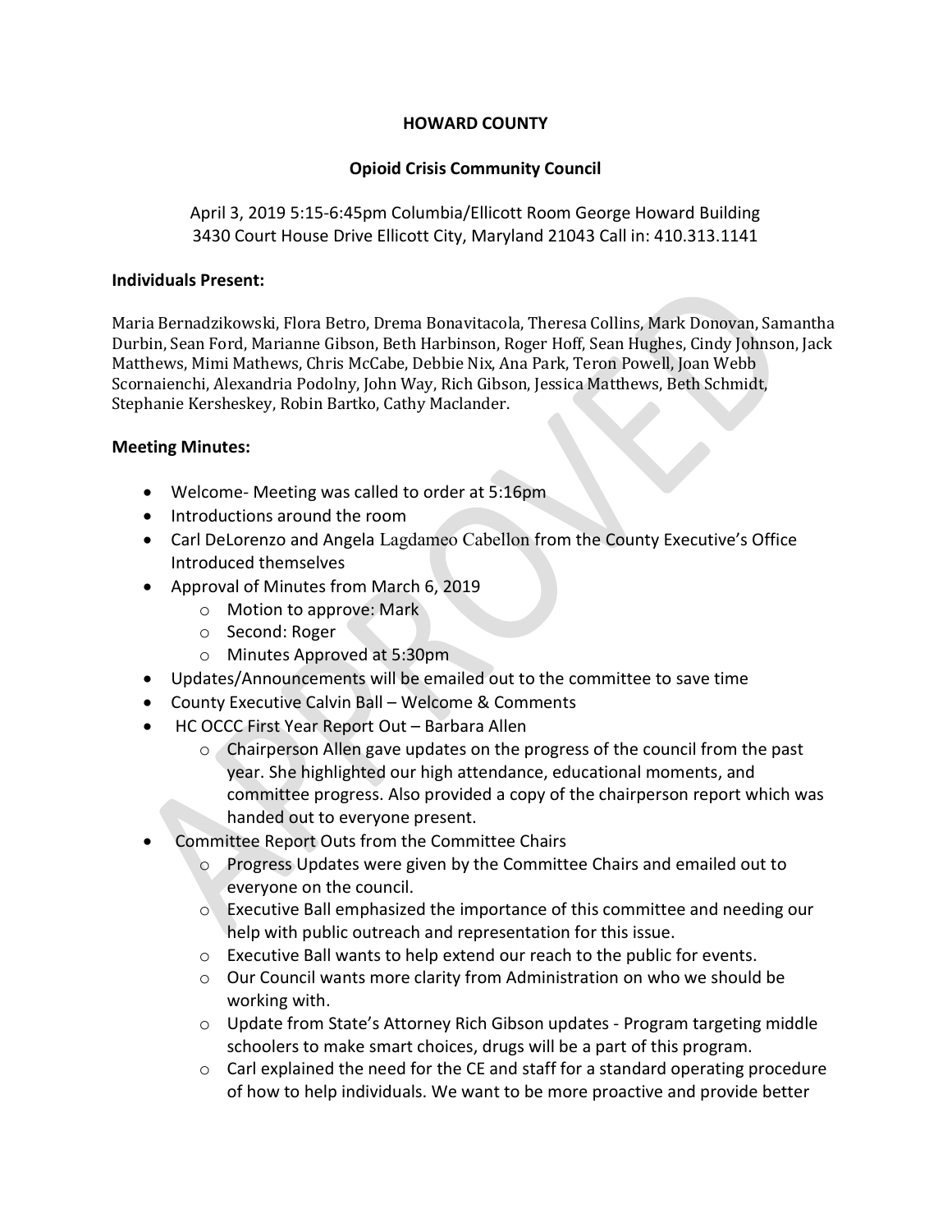# HOWARD COUNTY

## Opioid Crisis Community Council

April 3, 2019 5:15-6:45pm Columbia/Ellicott Room George Howard Building
3430 Court House Drive Ellicott City, Maryland 21043 Call in: 410.313.1141

**Individuals Present:**

Maria Bernadzikowski, Flora Betro, Drema Bonavitacola, Theresa Collins, Mark Donovan, Samantha Durbin, Sean Ford, Marianne Gibson, Beth Harbinson, Roger Hoff, Sean Hughes, Cindy Johnson, Jack Matthews, Mimi Mathews, Chris McCabe, Debbie Nix, Ana Park, Teron Powell, Joan Webb Scornaienchi, Alexandria Podolny, John Way, Rich Gibson, Jessica Matthews, Beth Schmidt, Stephanie Kersheskey, Robin Bartko, Cathy Maclander.

**Meeting Minutes:**

- Welcome- Meeting was called to order at 5:16pm
- Introductions around the room
- Carl DeLorenzo and Angela Lagdameo Cabellon from the County Executive's Office Introduced themselves
- Approval of Minutes from March 6, 2019
  - Motion to approve: Mark
  - Second: Roger
  - Minutes Approved at 5:30pm
- Updates/Announcements will be emailed out to the committee to save time
- County Executive Calvin Ball – Welcome & Comments
- HC OCCC First Year Report Out – Barbara Allen
  - Chairperson Allen gave updates on the progress of the council from the past year. She highlighted our high attendance, educational moments, and committee progress. Also provided a copy of the chairperson report which was handed out to everyone present.
- Committee Report Outs from the Committee Chairs
  - Progress Updates were given by the Committee Chairs and emailed out to everyone on the council.
  - Executive Ball emphasized the importance of this committee and needing our help with public outreach and representation for this issue.
  - Executive Ball wants to help extend our reach to the public for events.
  - Our Council wants more clarity from Administration on who we should be working with.
  - Update from State's Attorney Rich Gibson updates - Program targeting middle schoolers to make smart choices, drugs will be a part of this program.
  - Carl explained the need for the CE and staff for a standard operating procedure of how to help individuals. We want to be more proactive and provide better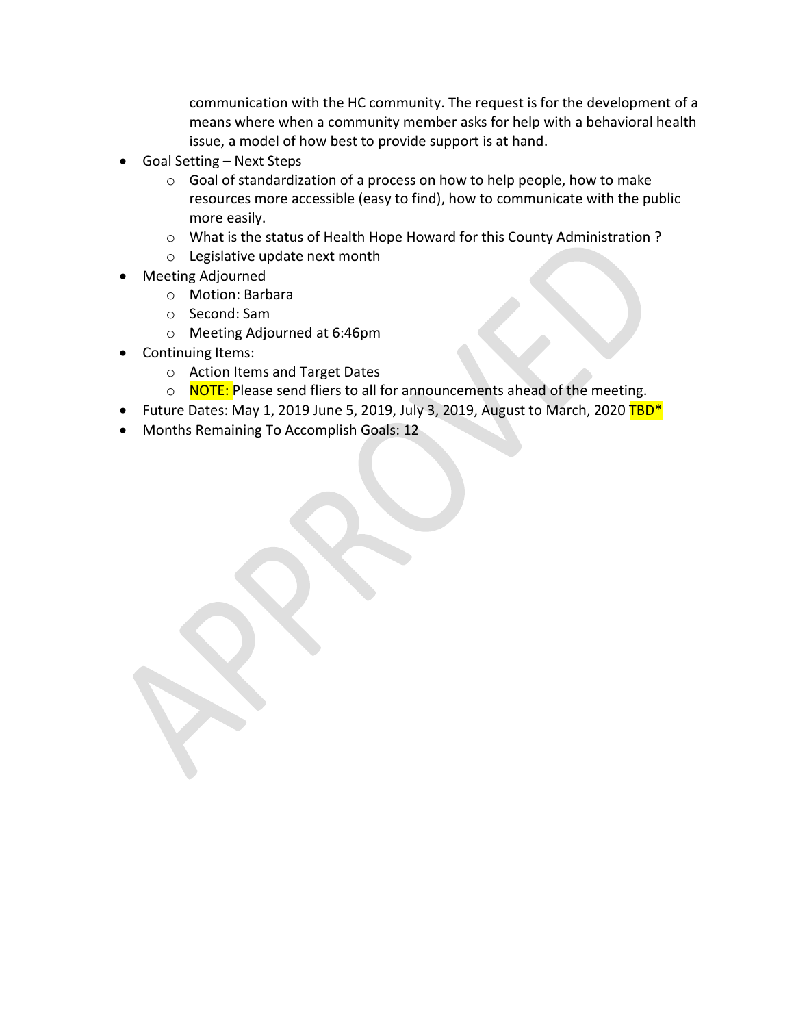communication with the HC community. The request is for the development of a means where when a community member asks for help with a behavioral health issue, a model of how best to provide support is at hand.

- Goal Setting – Next Steps
  - Goal of standardization of a process on how to help people, how to make resources more accessible (easy to find), how to communicate with the public more easily.
  - What is the status of Health Hope Howard for this County Administration ?
  - Legislative update next month
- Meeting Adjourned
  - Motion: Barbara
  - Second: Sam
  - Meeting Adjourned at 6:46pm
- Continuing Items:
  - Action Items and Target Dates
  - NOTE: Please send fliers to all for announcements ahead of the meeting.
- Future Dates: May 1, 2019 June 5, 2019, July 3, 2019, August to March, 2020 TBD*
- Months Remaining To Accomplish Goals: 12